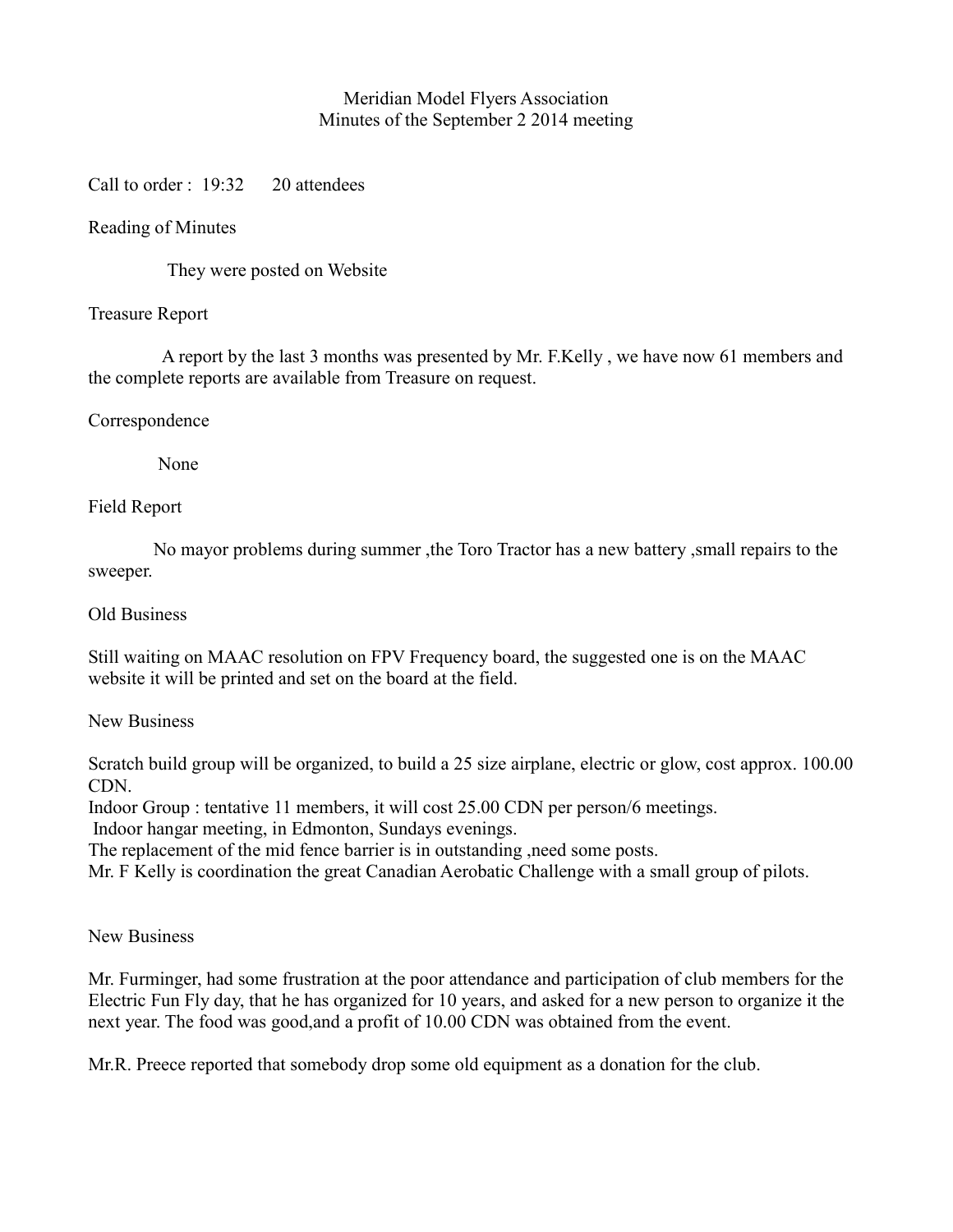# Meridian Model Flyers Association
## Minutes of the September 2 2014 meeting

Call to order : 19:32 20 attendees

Reading of Minutes

They were posted on Website

Treasure Report

A report by the last 3 months was presented by Mr. F.Kelly , we have now 61 members and the complete reports are available from Treasure on request.

Correspondence

None

Field Report

No mayor problems during summer ,the Toro Tractor has a new battery ,small repairs to the sweeper.

Old Business

Still waiting on MAAC resolution on FPV Frequency board, the suggested one is on the MAAC website it will be printed and set on the board at the field.

New Business

Scratch build group will be organized, to build a 25 size airplane, electric or glow, cost approx. 100.00 CDN.
Indoor Group : tentative 11 members, it will cost 25.00 CDN per person/6 meetings.
Indoor hangar meeting, in Edmonton, Sundays evenings.
The replacement of the mid fence barrier is in outstanding ,need some posts.
Mr. F Kelly is coordination the great Canadian Aerobatic Challenge with a small group of pilots.

New Business

Mr. Furminger, had some frustration at the poor attendance and participation of club members for the Electric Fun Fly day, that he has organized for 10 years, and asked for a new person to organize it the next year. The food was good,and a profit of 10.00 CDN was obtained from the event.

Mr.R. Preece reported that somebody drop some old equipment as a donation for the club.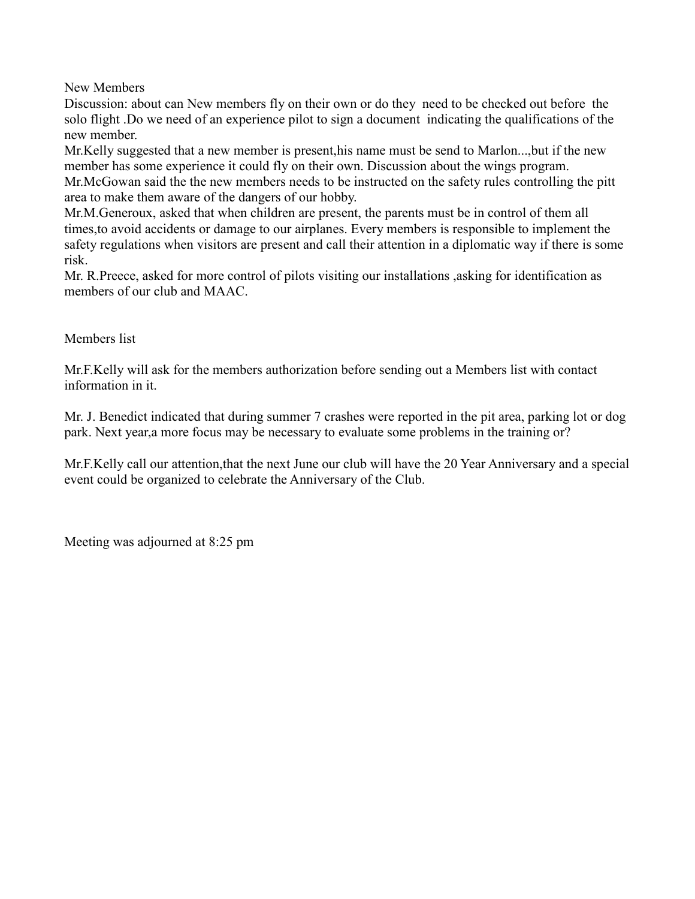New Members

Discussion: about can New members fly on their own or do they need to be checked out before the solo flight .Do we need of an experience pilot to sign a document indicating the qualifications of the new member.

Mr.Kelly suggested that a new member is present,his name must be send to Marlon...,but if the new member has some experience it could fly on their own. Discussion about the wings program.

Mr.McGowan said the the new members needs to be instructed on the safety rules controlling the pitt area to make them aware of the dangers of our hobby.

Mr.M.Generoux, asked that when children are present, the parents must be in control of them all times,to avoid accidents or damage to our airplanes. Every members is responsible to implement the safety regulations when visitors are present and call their attention in a diplomatic way if there is some risk.

Mr. R.Preece, asked for more control of pilots visiting our installations ,asking for identification as members of our club and MAAC.

Members list

Mr.F.Kelly will ask for the members authorization before sending out a Members list with contact information in it.

Mr. J. Benedict indicated that during summer 7 crashes were reported in the pit area, parking lot or dog park. Next year,a more focus may be necessary to evaluate some problems in the training or?

Mr.F.Kelly call our attention,that the next June our club will have the 20 Year Anniversary and a special event could be organized to celebrate the Anniversary of the Club.

Meeting was adjourned at 8:25 pm